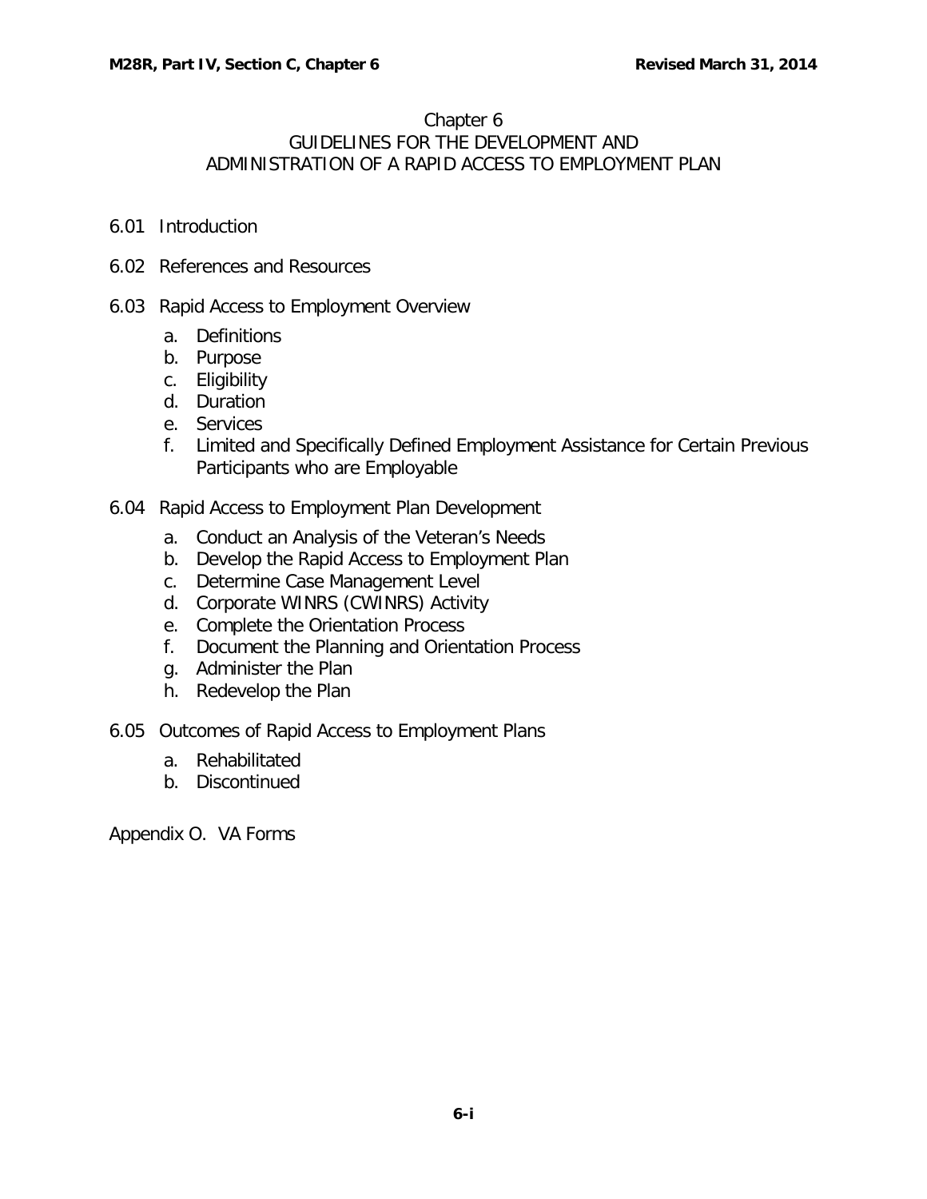# Chapter 6
## GUIDELINES FOR THE DEVELOPMENT AND ADMINISTRATION OF A RAPID ACCESS TO EMPLOYMENT PLAN

6.01 Introduction

6.02 References and Resources

6.03 Rapid Access to Employment Overview

   a. Definitions
   b. Purpose
   c. Eligibility
   d. Duration
   e. Services
   f. Limited and Specifically Defined Employment Assistance for Certain Previous Participants who are Employable

6.04 Rapid Access to Employment Plan Development

   a. Conduct an Analysis of the Veteran's Needs
   b. Develop the Rapid Access to Employment Plan
   c. Determine Case Management Level
   d. Corporate WINRS (CWINRS) Activity
   e. Complete the Orientation Process
   f. Document the Planning and Orientation Process
   g. Administer the Plan
   h. Redevelop the Plan

6.05 Outcomes of Rapid Access to Employment Plans

   a. Rehabilitated
   b. Discontinued

Appendix O. VA Forms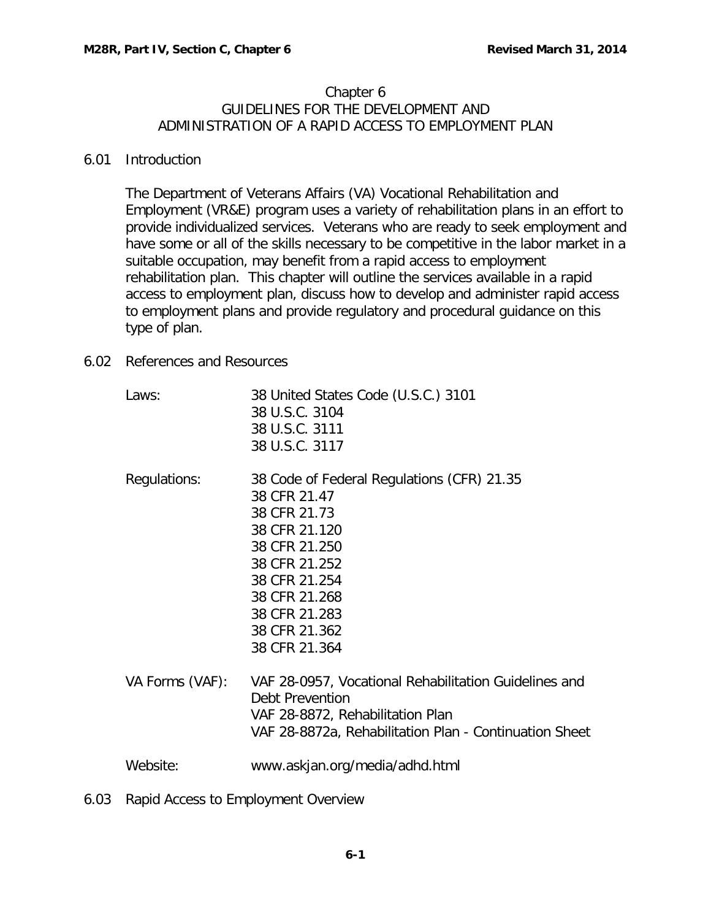# Chapter 6
## GUIDELINES FOR THE DEVELOPMENT AND ADMINISTRATION OF A RAPID ACCESS TO EMPLOYMENT PLAN

### 6.01 Introduction

The Department of Veterans Affairs (VA) Vocational Rehabilitation and Employment (VR&E) program uses a variety of rehabilitation plans in an effort to provide individualized services. Veterans who are ready to seek employment and have some or all of the skills necessary to be competitive in the labor market in a suitable occupation, may benefit from a rapid access to employment rehabilitation plan. This chapter will outline the services available in a rapid access to employment plan, discuss how to develop and administer rapid access to employment plans and provide regulatory and procedural guidance on this type of plan.

### 6.02 References and Resources

| | |
|---|---|
| Laws: | 38 United States Code (U.S.C.) 3101<br>38 U.S.C. 3104<br>38 U.S.C. 3111<br>38 U.S.C. 3117 |
| Regulations: | 38 Code of Federal Regulations (CFR) 21.35<br>38 CFR 21.47<br>38 CFR 21.73<br>38 CFR 21.120<br>38 CFR 21.250<br>38 CFR 21.252<br>38 CFR 21.254<br>38 CFR 21.268<br>38 CFR 21.283<br>38 CFR 21.362<br>38 CFR 21.364 |
| VA Forms (VAF): | VAF 28-0957, Vocational Rehabilitation Guidelines and Debt Prevention<br>VAF 28-8872, Rehabilitation Plan<br>VAF 28-8872a, Rehabilitation Plan - Continuation Sheet |
| Website: | www.askjan.org/media/adhd.html |

### 6.03 Rapid Access to Employment Overview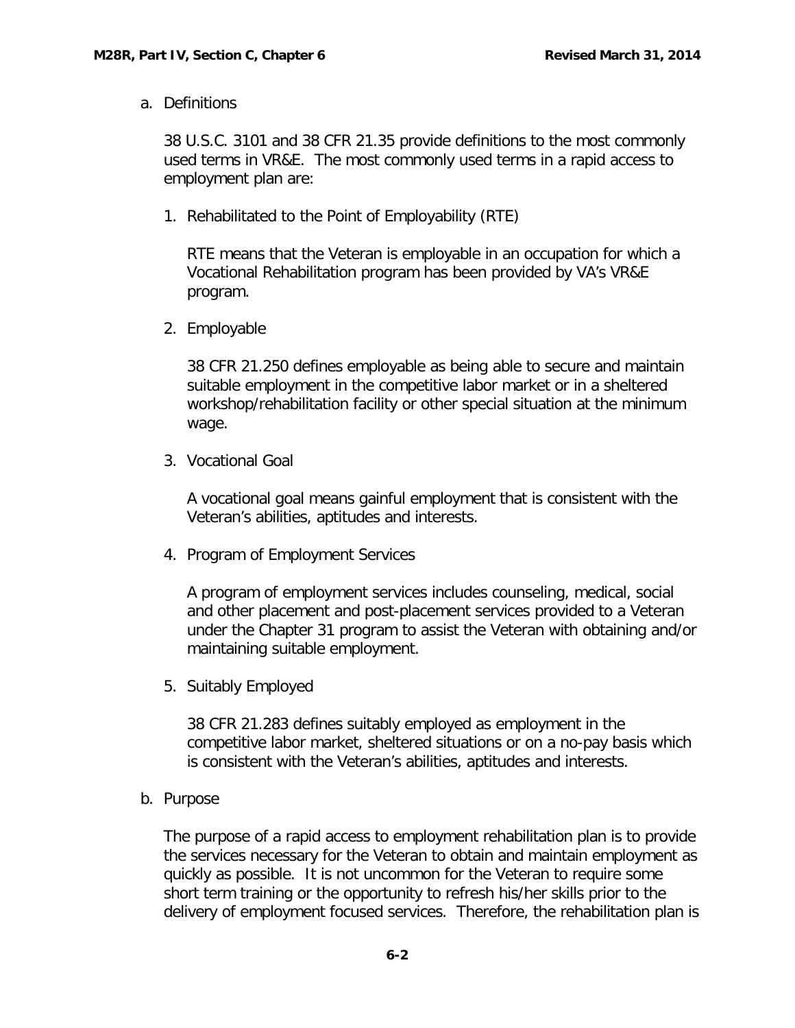a. Definitions

38 U.S.C. 3101 and 38 CFR 21.35 provide definitions to the most commonly used terms in VR&E. The most commonly used terms in a rapid access to employment plan are:

1. Rehabilitated to the Point of Employability (RTE)

   RTE means that the Veteran is employable in an occupation for which a Vocational Rehabilitation program has been provided by VA's VR&E program.

2. Employable

   38 CFR 21.250 defines employable as being able to secure and maintain suitable employment in the competitive labor market or in a sheltered workshop/rehabilitation facility or other special situation at the minimum wage.

3. Vocational Goal

   A vocational goal means gainful employment that is consistent with the Veteran's abilities, aptitudes and interests.

4. Program of Employment Services

   A program of employment services includes counseling, medical, social and other placement and post-placement services provided to a Veteran under the Chapter 31 program to assist the Veteran with obtaining and/or maintaining suitable employment.

5. Suitably Employed

   38 CFR 21.283 defines suitably employed as employment in the competitive labor market, sheltered situations or on a no-pay basis which is consistent with the Veteran's abilities, aptitudes and interests.

b. Purpose

The purpose of a rapid access to employment rehabilitation plan is to provide the services necessary for the Veteran to obtain and maintain employment as quickly as possible. It is not uncommon for the Veteran to require some short term training or the opportunity to refresh his/her skills prior to the delivery of employment focused services. Therefore, the rehabilitation plan is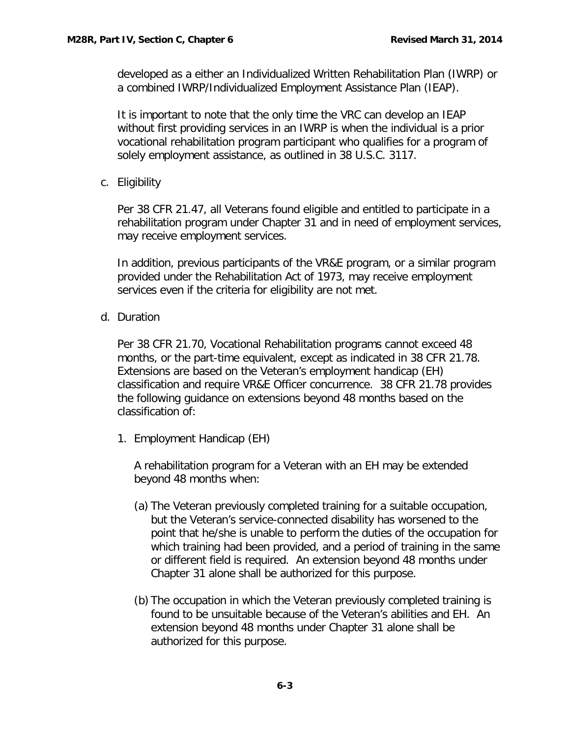developed as a either an Individualized Written Rehabilitation Plan (IWRP) or a combined IWRP/Individualized Employment Assistance Plan (IEAP).

It is important to note that the only time the VRC can develop an IEAP without first providing services in an IWRP is when the individual is a prior vocational rehabilitation program participant who qualifies for a program of solely employment assistance, as outlined in 38 U.S.C. 3117.

c. Eligibility

Per 38 CFR 21.47, all Veterans found eligible and entitled to participate in a rehabilitation program under Chapter 31 and in need of employment services, may receive employment services.

In addition, previous participants of the VR&E program, or a similar program provided under the Rehabilitation Act of 1973, may receive employment services even if the criteria for eligibility are not met.

d. Duration

Per 38 CFR 21.70, Vocational Rehabilitation programs cannot exceed 48 months, or the part-time equivalent, except as indicated in 38 CFR 21.78. Extensions are based on the Veteran's employment handicap (EH) classification and require VR&E Officer concurrence. 38 CFR 21.78 provides the following guidance on extensions beyond 48 months based on the classification of:

1. Employment Handicap (EH)

   A rehabilitation program for a Veteran with an EH may be extended beyond 48 months when:

   (a) The Veteran previously completed training for a suitable occupation, but the Veteran's service-connected disability has worsened to the point that he/she is unable to perform the duties of the occupation for which training had been provided, and a period of training in the same or different field is required. An extension beyond 48 months under Chapter 31 alone shall be authorized for this purpose.

   (b) The occupation in which the Veteran previously completed training is found to be unsuitable because of the Veteran's abilities and EH. An extension beyond 48 months under Chapter 31 alone shall be authorized for this purpose.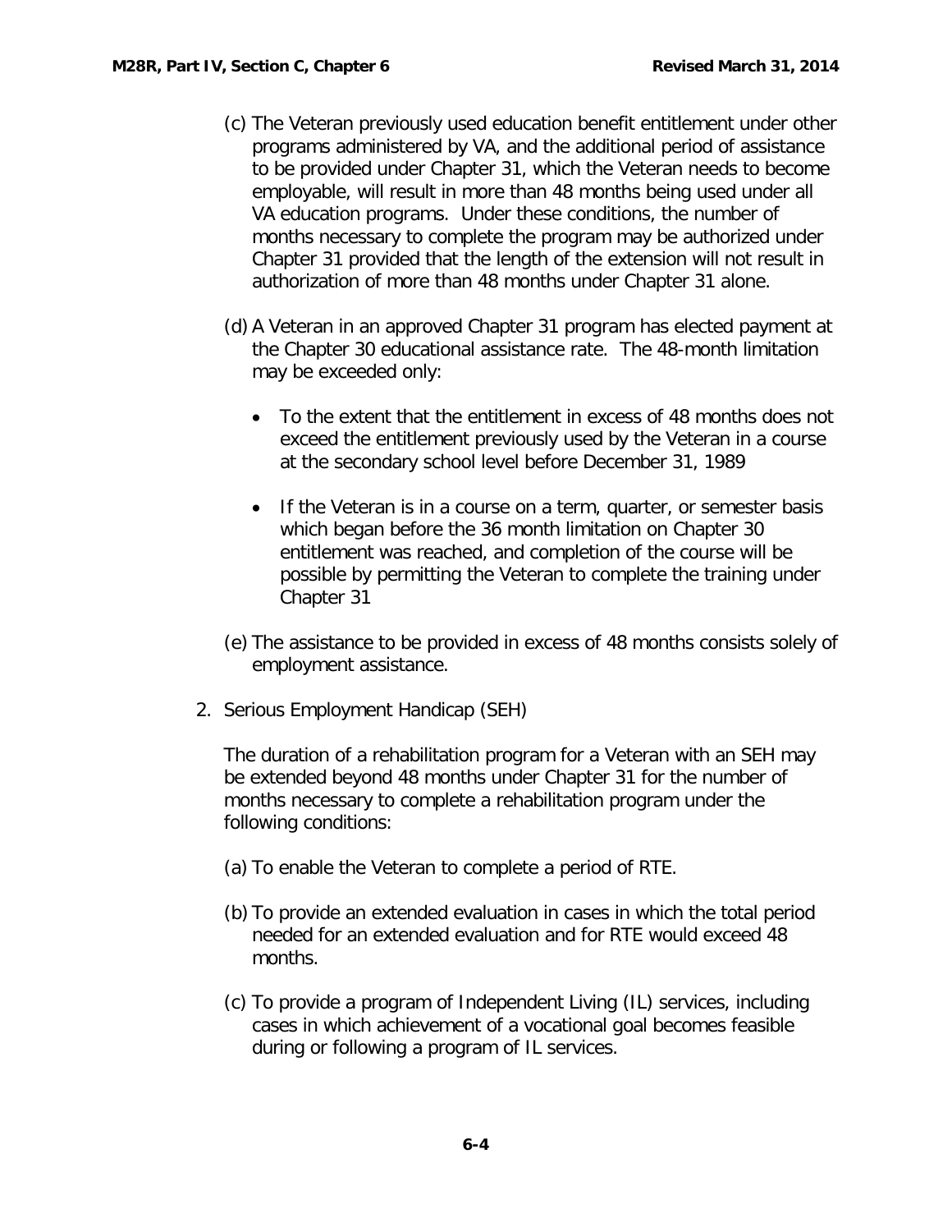(c) The Veteran previously used education benefit entitlement under other programs administered by VA, and the additional period of assistance to be provided under Chapter 31, which the Veteran needs to become employable, will result in more than 48 months being used under all VA education programs. Under these conditions, the number of months necessary to complete the program may be authorized under Chapter 31 provided that the length of the extension will not result in authorization of more than 48 months under Chapter 31 alone.

(d) A Veteran in an approved Chapter 31 program has elected payment at the Chapter 30 educational assistance rate. The 48-month limitation may be exceeded only:

- To the extent that the entitlement in excess of 48 months does not exceed the entitlement previously used by the Veteran in a course at the secondary school level before December 31, 1989
- If the Veteran is in a course on a term, quarter, or semester basis which began before the 36 month limitation on Chapter 30 entitlement was reached, and completion of the course will be possible by permitting the Veteran to complete the training under Chapter 31

(e) The assistance to be provided in excess of 48 months consists solely of employment assistance.

2. Serious Employment Handicap (SEH)

The duration of a rehabilitation program for a Veteran with an SEH may be extended beyond 48 months under Chapter 31 for the number of months necessary to complete a rehabilitation program under the following conditions:

(a) To enable the Veteran to complete a period of RTE.

(b) To provide an extended evaluation in cases in which the total period needed for an extended evaluation and for RTE would exceed 48 months.

(c) To provide a program of Independent Living (IL) services, including cases in which achievement of a vocational goal becomes feasible during or following a program of IL services.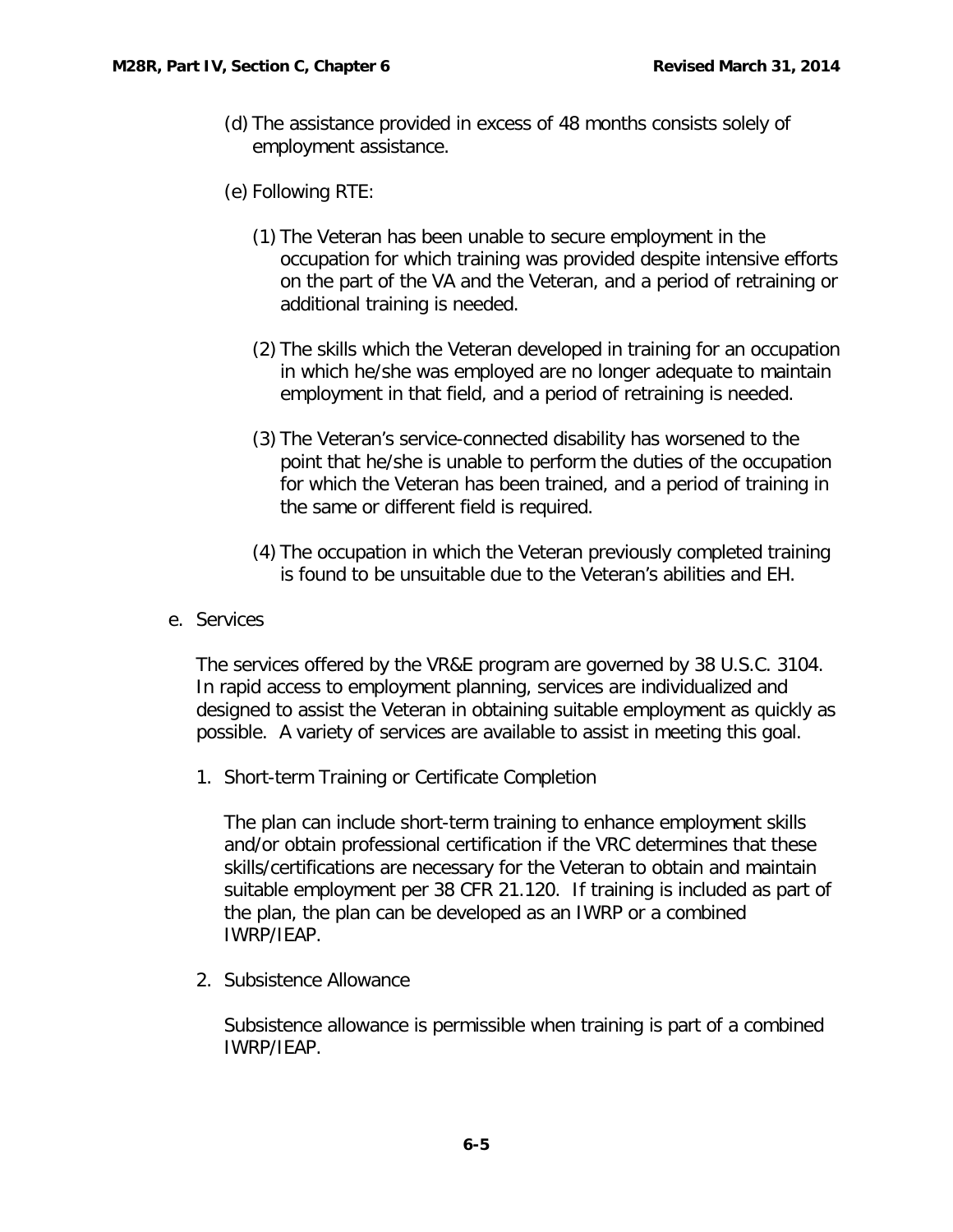(d) The assistance provided in excess of 48 months consists solely of employment assistance.

(e) Following RTE:

(1) The Veteran has been unable to secure employment in the occupation for which training was provided despite intensive efforts on the part of the VA and the Veteran, and a period of retraining or additional training is needed.

(2) The skills which the Veteran developed in training for an occupation in which he/she was employed are no longer adequate to maintain employment in that field, and a period of retraining is needed.

(3) The Veteran's service-connected disability has worsened to the point that he/she is unable to perform the duties of the occupation for which the Veteran has been trained, and a period of training in the same or different field is required.

(4) The occupation in which the Veteran previously completed training is found to be unsuitable due to the Veteran's abilities and EH.

e. Services

The services offered by the VR&E program are governed by 38 U.S.C. 3104. In rapid access to employment planning, services are individualized and designed to assist the Veteran in obtaining suitable employment as quickly as possible. A variety of services are available to assist in meeting this goal.

1. Short-term Training or Certificate Completion

The plan can include short-term training to enhance employment skills and/or obtain professional certification if the VRC determines that these skills/certifications are necessary for the Veteran to obtain and maintain suitable employment per 38 CFR 21.120. If training is included as part of the plan, the plan can be developed as an IWRP or a combined IWRP/IEAP.

2. Subsistence Allowance

Subsistence allowance is permissible when training is part of a combined IWRP/IEAP.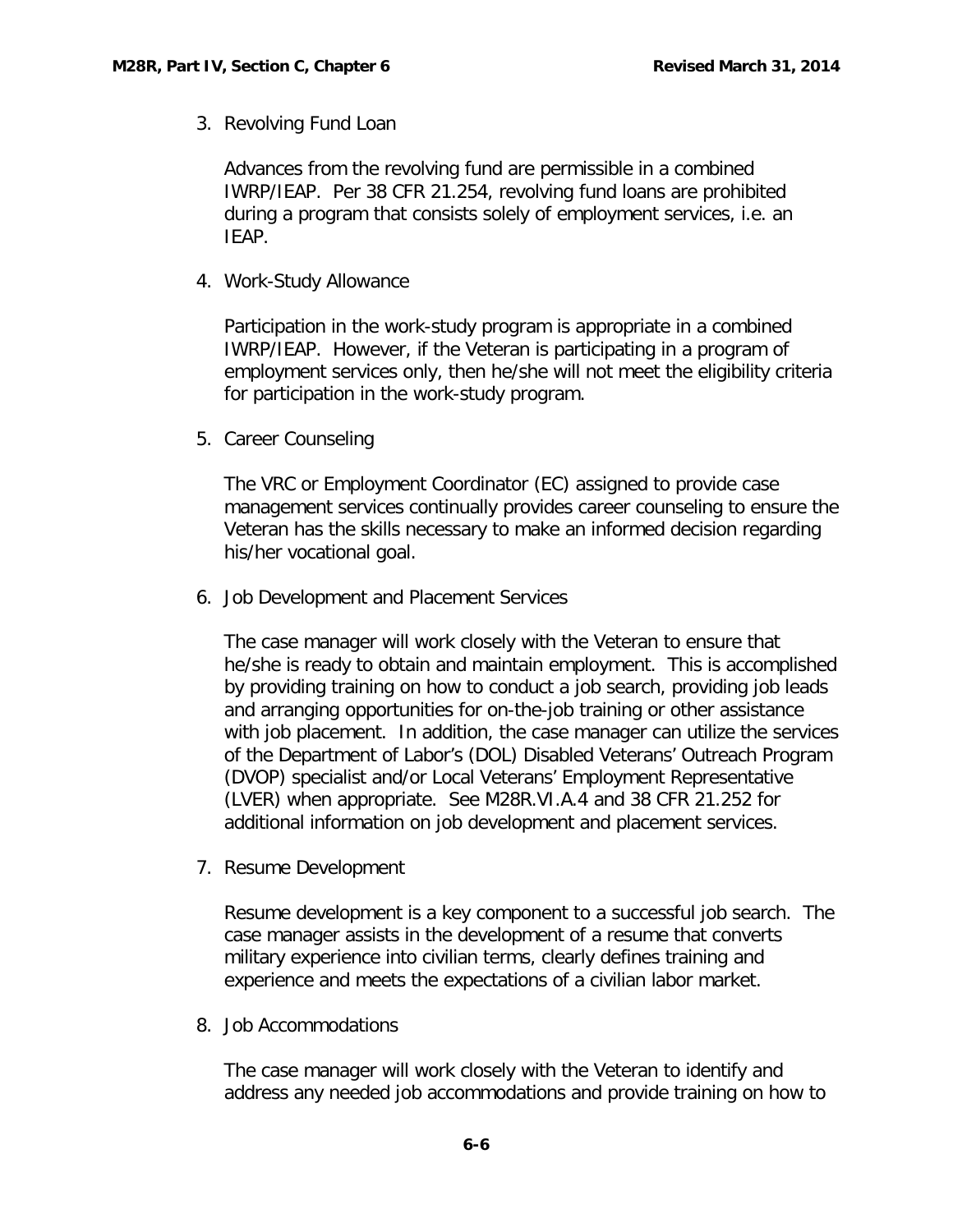3. Revolving Fund Loan

   Advances from the revolving fund are permissible in a combined IWRP/IEAP. Per 38 CFR 21.254, revolving fund loans are prohibited during a program that consists solely of employment services, i.e. an IEAP.

4. Work-Study Allowance

   Participation in the work-study program is appropriate in a combined IWRP/IEAP. However, if the Veteran is participating in a program of employment services only, then he/she will not meet the eligibility criteria for participation in the work-study program.

5. Career Counseling

   The VRC or Employment Coordinator (EC) assigned to provide case management services continually provides career counseling to ensure the Veteran has the skills necessary to make an informed decision regarding his/her vocational goal.

6. Job Development and Placement Services

   The case manager will work closely with the Veteran to ensure that he/she is ready to obtain and maintain employment. This is accomplished by providing training on how to conduct a job search, providing job leads and arranging opportunities for on-the-job training or other assistance with job placement. In addition, the case manager can utilize the services of the Department of Labor's (DOL) Disabled Veterans' Outreach Program (DVOP) specialist and/or Local Veterans' Employment Representative (LVER) when appropriate. See M28R.VI.A.4 and 38 CFR 21.252 for additional information on job development and placement services.

7. Resume Development

   Resume development is a key component to a successful job search. The case manager assists in the development of a resume that converts military experience into civilian terms, clearly defines training and experience and meets the expectations of a civilian labor market.

8. Job Accommodations

   The case manager will work closely with the Veteran to identify and address any needed job accommodations and provide training on how to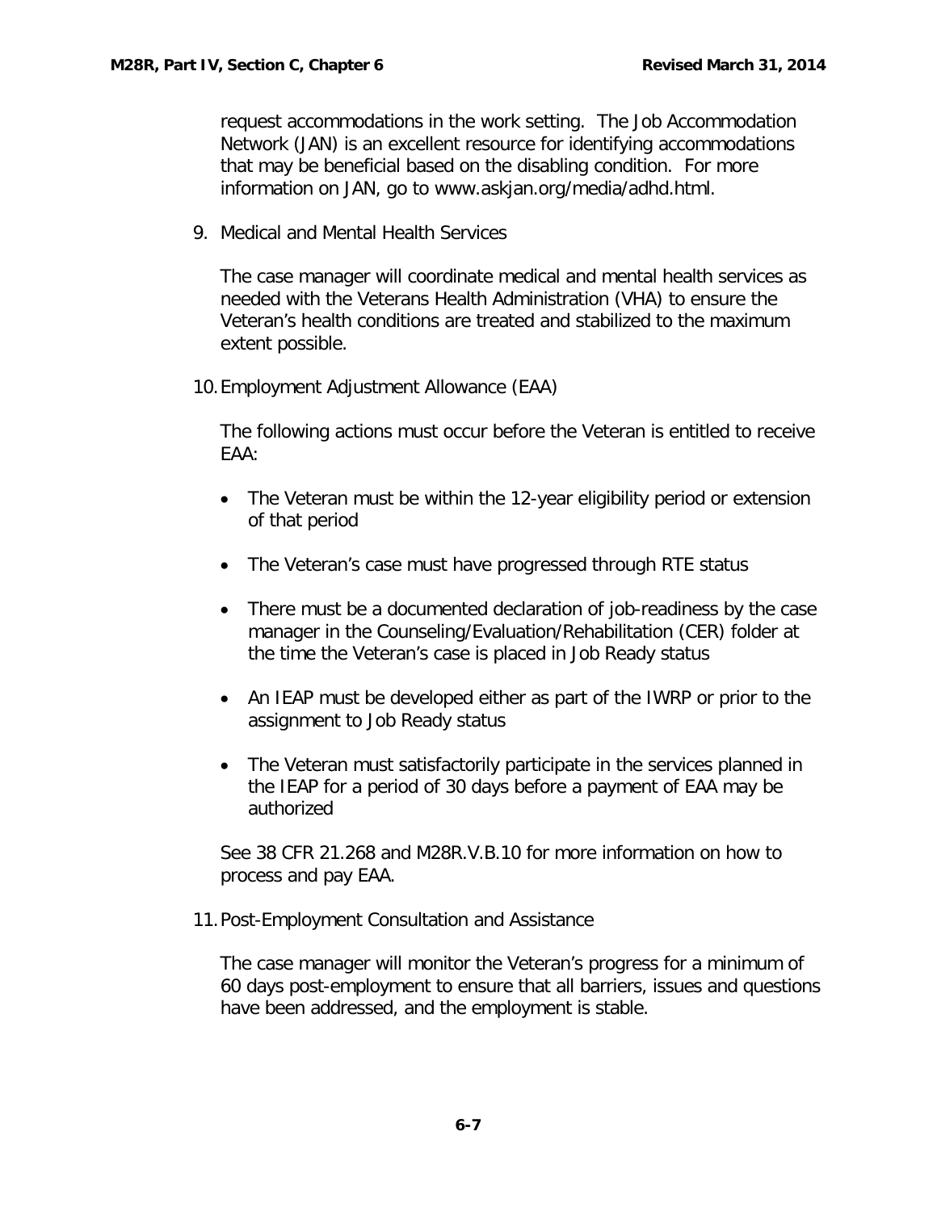request accommodations in the work setting. The Job Accommodation Network (JAN) is an excellent resource for identifying accommodations that may be beneficial based on the disabling condition. For more information on JAN, go to www.askjan.org/media/adhd.html.

9. Medical and Mental Health Services

   The case manager will coordinate medical and mental health services as needed with the Veterans Health Administration (VHA) to ensure the Veteran's health conditions are treated and stabilized to the maximum extent possible.

10. Employment Adjustment Allowance (EAA)

    The following actions must occur before the Veteran is entitled to receive EAA:

    - The Veteran must be within the 12-year eligibility period or extension of that period
    - The Veteran's case must have progressed through RTE status
    - There must be a documented declaration of job-readiness by the case manager in the Counseling/Evaluation/Rehabilitation (CER) folder at the time the Veteran's case is placed in Job Ready status
    - An IEAP must be developed either as part of the IWRP or prior to the assignment to Job Ready status
    - The Veteran must satisfactorily participate in the services planned in the IEAP for a period of 30 days before a payment of EAA may be authorized

    See 38 CFR 21.268 and M28R.V.B.10 for more information on how to process and pay EAA.

11. Post-Employment Consultation and Assistance

    The case manager will monitor the Veteran's progress for a minimum of 60 days post-employment to ensure that all barriers, issues and questions have been addressed, and the employment is stable.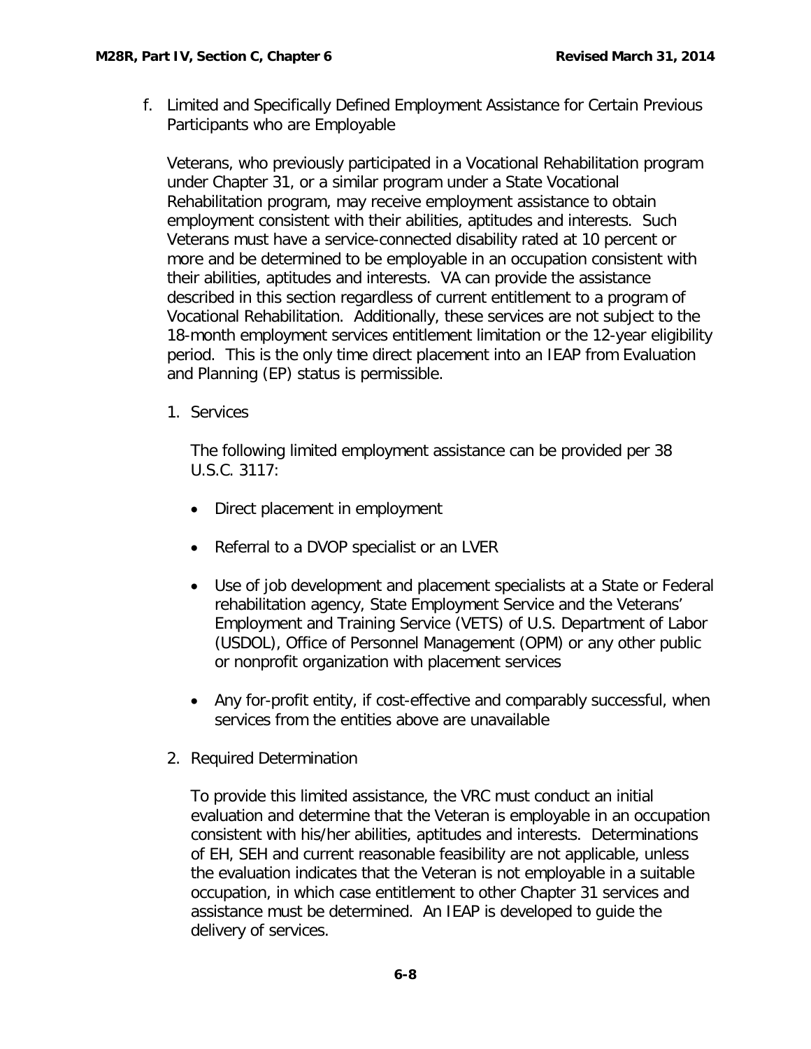f. Limited and Specifically Defined Employment Assistance for Certain Previous Participants who are Employable

Veterans, who previously participated in a Vocational Rehabilitation program under Chapter 31, or a similar program under a State Vocational Rehabilitation program, may receive employment assistance to obtain employment consistent with their abilities, aptitudes and interests. Such Veterans must have a service-connected disability rated at 10 percent or more and be determined to be employable in an occupation consistent with their abilities, aptitudes and interests. VA can provide the assistance described in this section regardless of current entitlement to a program of Vocational Rehabilitation. Additionally, these services are not subject to the 18-month employment services entitlement limitation or the 12-year eligibility period. This is the only time direct placement into an IEAP from Evaluation and Planning (EP) status is permissible.

1. Services

   The following limited employment assistance can be provided per 38 U.S.C. 3117:

   - Direct placement in employment
   - Referral to a DVOP specialist or an LVER
   - Use of job development and placement specialists at a State or Federal rehabilitation agency, State Employment Service and the Veterans' Employment and Training Service (VETS) of U.S. Department of Labor (USDOL), Office of Personnel Management (OPM) or any other public or nonprofit organization with placement services
   - Any for-profit entity, if cost-effective and comparably successful, when services from the entities above are unavailable

2. Required Determination

   To provide this limited assistance, the VRC must conduct an initial evaluation and determine that the Veteran is employable in an occupation consistent with his/her abilities, aptitudes and interests. Determinations of EH, SEH and current reasonable feasibility are not applicable, unless the evaluation indicates that the Veteran is not employable in a suitable occupation, in which case entitlement to other Chapter 31 services and assistance must be determined. An IEAP is developed to guide the delivery of services.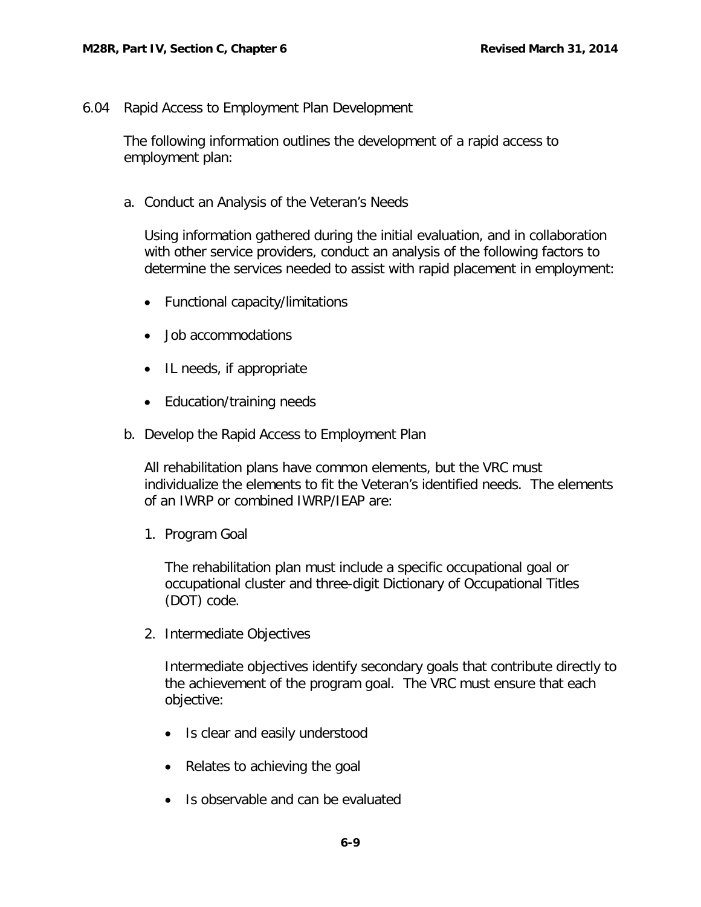## 6.04 Rapid Access to Employment Plan Development

The following information outlines the development of a rapid access to employment plan:

a. Conduct an Analysis of the Veteran's Needs

   Using information gathered during the initial evaluation, and in collaboration with other service providers, conduct an analysis of the following factors to determine the services needed to assist with rapid placement in employment:

   - Functional capacity/limitations
   - Job accommodations
   - IL needs, if appropriate
   - Education/training needs

b. Develop the Rapid Access to Employment Plan

   All rehabilitation plans have common elements, but the VRC must individualize the elements to fit the Veteran's identified needs. The elements of an IWRP or combined IWRP/IEAP are:

   1. Program Goal

      The rehabilitation plan must include a specific occupational goal or occupational cluster and three-digit Dictionary of Occupational Titles (DOT) code.

   2. Intermediate Objectives

      Intermediate objectives identify secondary goals that contribute directly to the achievement of the program goal. The VRC must ensure that each objective:

      - Is clear and easily understood
      - Relates to achieving the goal
      - Is observable and can be evaluated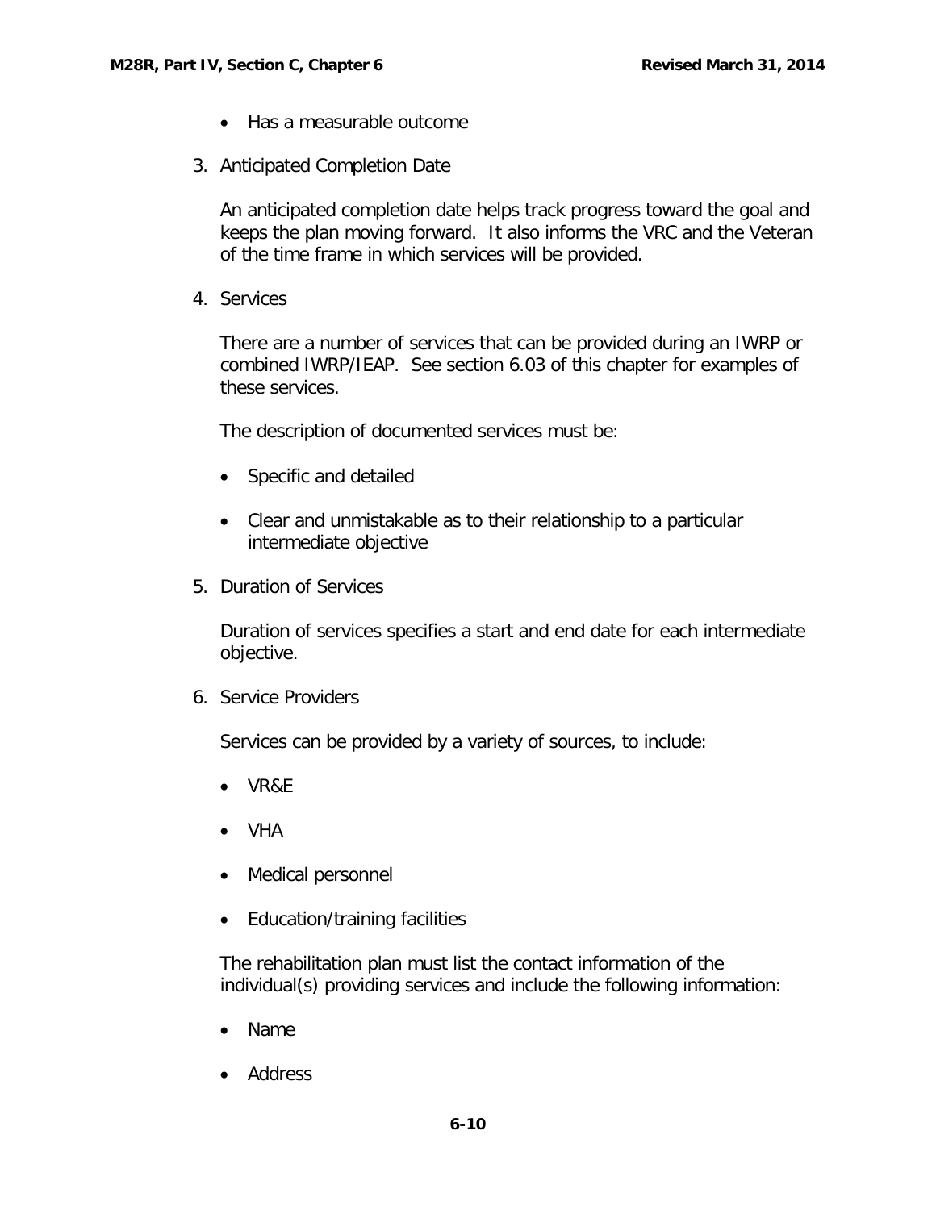- Has a measurable outcome

3. Anticipated Completion Date

   An anticipated completion date helps track progress toward the goal and keeps the plan moving forward. It also informs the VRC and the Veteran of the time frame in which services will be provided.

4. Services

   There are a number of services that can be provided during an IWRP or combined IWRP/IEAP. See section 6.03 of this chapter for examples of these services.

   The description of documented services must be:

   - Specific and detailed
   - Clear and unmistakable as to their relationship to a particular intermediate objective

5. Duration of Services

   Duration of services specifies a start and end date for each intermediate objective.

6. Service Providers

   Services can be provided by a variety of sources, to include:

   - VR&E
   - VHA
   - Medical personnel
   - Education/training facilities

   The rehabilitation plan must list the contact information of the individual(s) providing services and include the following information:

   - Name
   - Address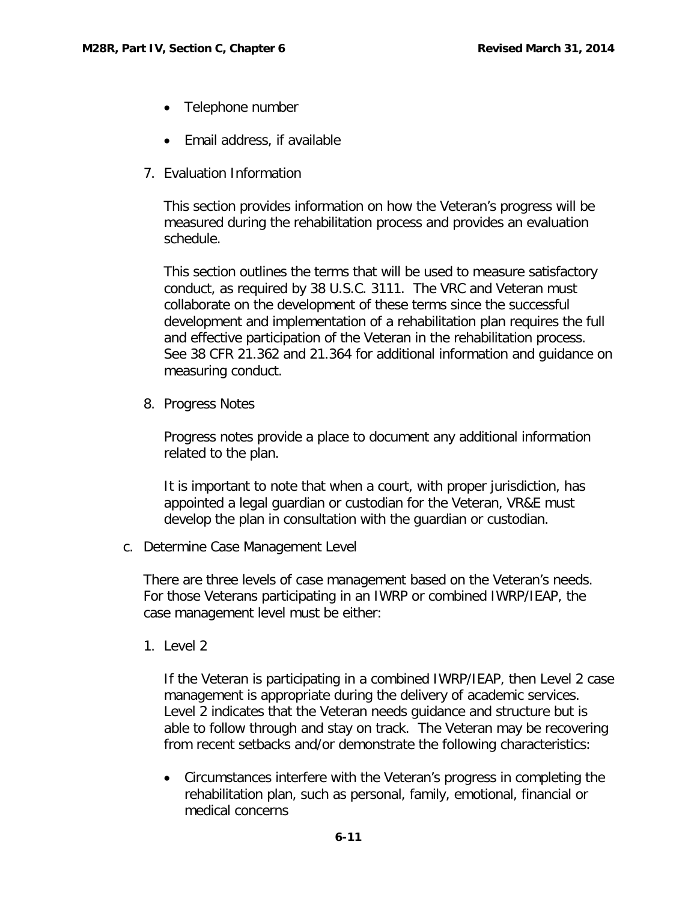- Telephone number
- Email address, if available

7. Evaluation Information

   This section provides information on how the Veteran's progress will be measured during the rehabilitation process and provides an evaluation schedule.

   This section outlines the terms that will be used to measure satisfactory conduct, as required by 38 U.S.C. 3111. The VRC and Veteran must collaborate on the development of these terms since the successful development and implementation of a rehabilitation plan requires the full and effective participation of the Veteran in the rehabilitation process. See 38 CFR 21.362 and 21.364 for additional information and guidance on measuring conduct.

8. Progress Notes

   Progress notes provide a place to document any additional information related to the plan.

   It is important to note that when a court, with proper jurisdiction, has appointed a legal guardian or custodian for the Veteran, VR&E must develop the plan in consultation with the guardian or custodian.

c. Determine Case Management Level

   There are three levels of case management based on the Veteran's needs. For those Veterans participating in an IWRP or combined IWRP/IEAP, the case management level must be either:

1. Level 2

   If the Veteran is participating in a combined IWRP/IEAP, then Level 2 case management is appropriate during the delivery of academic services. Level 2 indicates that the Veteran needs guidance and structure but is able to follow through and stay on track. The Veteran may be recovering from recent setbacks and/or demonstrate the following characteristics:

   - Circumstances interfere with the Veteran's progress in completing the rehabilitation plan, such as personal, family, emotional, financial or medical concerns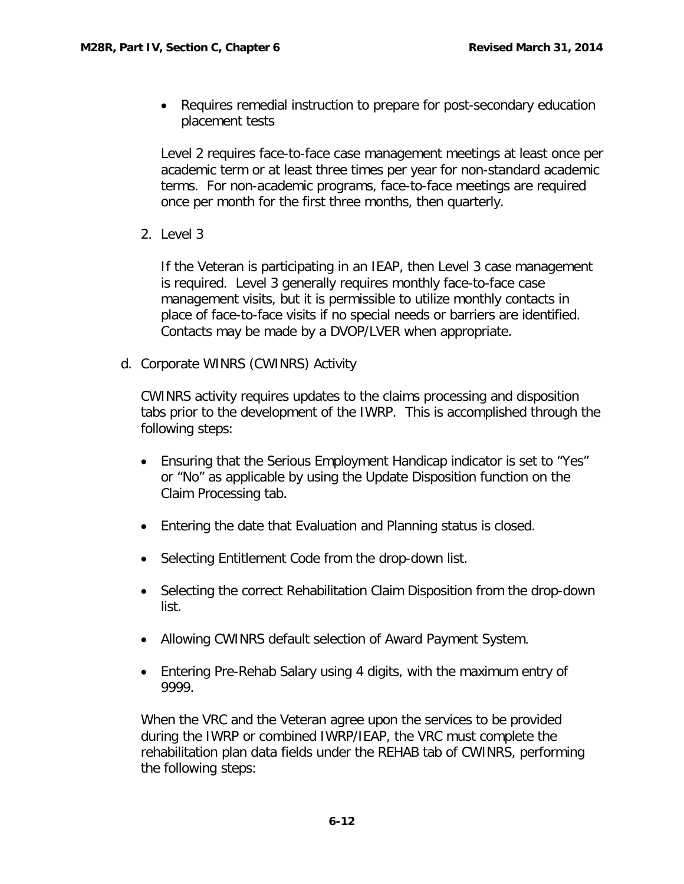- Requires remedial instruction to prepare for post-secondary education placement tests

Level 2 requires face-to-face case management meetings at least once per academic term or at least three times per year for non-standard academic terms. For non-academic programs, face-to-face meetings are required once per month for the first three months, then quarterly.

2. Level 3

If the Veteran is participating in an IEAP, then Level 3 case management is required. Level 3 generally requires monthly face-to-face case management visits, but it is permissible to utilize monthly contacts in place of face-to-face visits if no special needs or barriers are identified. Contacts may be made by a DVOP/LVER when appropriate.

d. Corporate WINRS (CWINRS) Activity

CWINRS activity requires updates to the claims processing and disposition tabs prior to the development of the IWRP. This is accomplished through the following steps:

- Ensuring that the Serious Employment Handicap indicator is set to "Yes" or "No" as applicable by using the Update Disposition function on the Claim Processing tab.
- Entering the date that Evaluation and Planning status is closed.
- Selecting Entitlement Code from the drop-down list.
- Selecting the correct Rehabilitation Claim Disposition from the drop-down list.
- Allowing CWINRS default selection of Award Payment System.
- Entering Pre-Rehab Salary using 4 digits, with the maximum entry of 9999.

When the VRC and the Veteran agree upon the services to be provided during the IWRP or combined IWRP/IEAP, the VRC must complete the rehabilitation plan data fields under the REHAB tab of CWINRS, performing the following steps: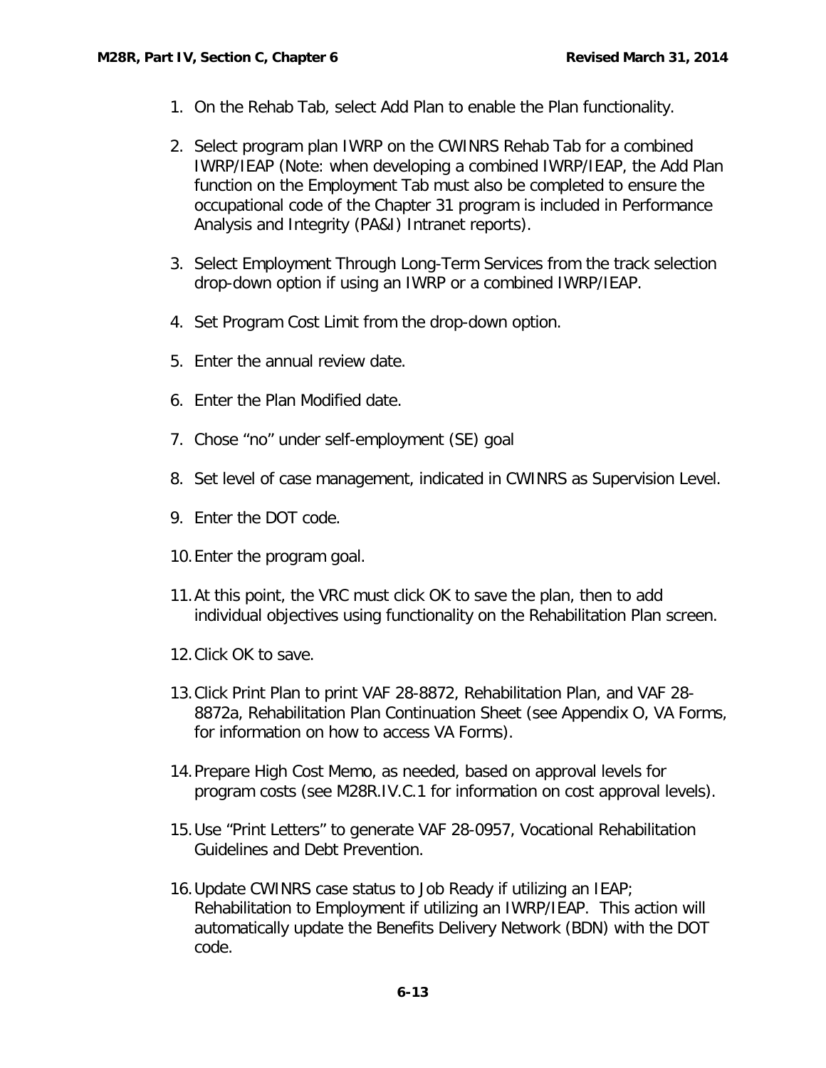1. On the Rehab Tab, select Add Plan to enable the Plan functionality.

2. Select program plan IWRP on the CWINRS Rehab Tab for a combined IWRP/IEAP (Note: when developing a combined IWRP/IEAP, the Add Plan function on the Employment Tab must also be completed to ensure the occupational code of the Chapter 31 program is included in Performance Analysis and Integrity (PA&I) Intranet reports).

3. Select Employment Through Long-Term Services from the track selection drop-down option if using an IWRP or a combined IWRP/IEAP.

4. Set Program Cost Limit from the drop-down option.

5. Enter the annual review date.

6. Enter the Plan Modified date.

7. Chose "no" under self-employment (SE) goal

8. Set level of case management, indicated in CWINRS as Supervision Level.

9. Enter the DOT code.

10. Enter the program goal.

11. At this point, the VRC must click OK to save the plan, then to add individual objectives using functionality on the Rehabilitation Plan screen.

12. Click OK to save.

13. Click Print Plan to print VAF 28-8872, Rehabilitation Plan, and VAF 28-8872a, Rehabilitation Plan Continuation Sheet (see Appendix O, VA Forms, for information on how to access VA Forms).

14. Prepare High Cost Memo, as needed, based on approval levels for program costs (see M28R.IV.C.1 for information on cost approval levels).

15. Use "Print Letters" to generate VAF 28-0957, Vocational Rehabilitation Guidelines and Debt Prevention.

16. Update CWINRS case status to Job Ready if utilizing an IEAP; Rehabilitation to Employment if utilizing an IWRP/IEAP. This action will automatically update the Benefits Delivery Network (BDN) with the DOT code.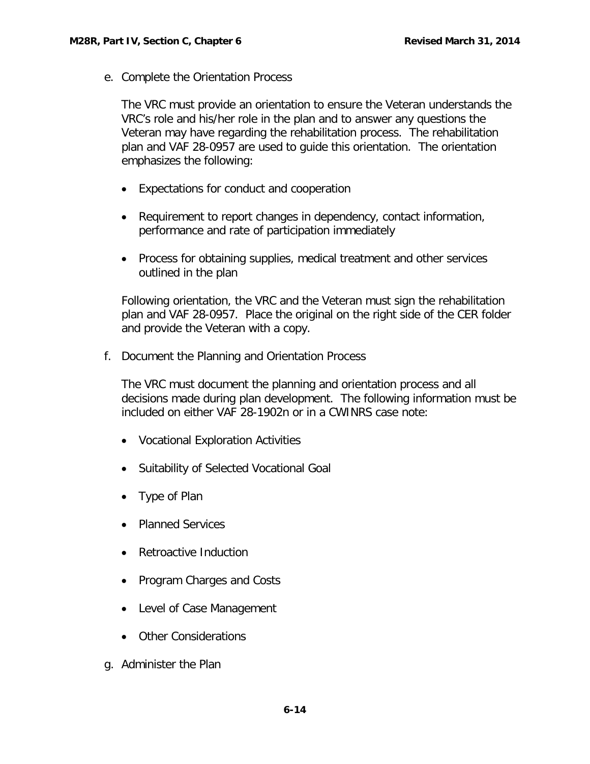e. Complete the Orientation Process

The VRC must provide an orientation to ensure the Veteran understands the VRC's role and his/her role in the plan and to answer any questions the Veteran may have regarding the rehabilitation process. The rehabilitation plan and VAF 28-0957 are used to guide this orientation. The orientation emphasizes the following:

- Expectations for conduct and cooperation
- Requirement to report changes in dependency, contact information, performance and rate of participation immediately
- Process for obtaining supplies, medical treatment and other services outlined in the plan

Following orientation, the VRC and the Veteran must sign the rehabilitation plan and VAF 28-0957. Place the original on the right side of the CER folder and provide the Veteran with a copy.

f. Document the Planning and Orientation Process

The VRC must document the planning and orientation process and all decisions made during plan development. The following information must be included on either VAF 28-1902n or in a CWINRS case note:

- Vocational Exploration Activities
- Suitability of Selected Vocational Goal
- Type of Plan
- Planned Services
- Retroactive Induction
- Program Charges and Costs
- Level of Case Management
- Other Considerations

g. Administer the Plan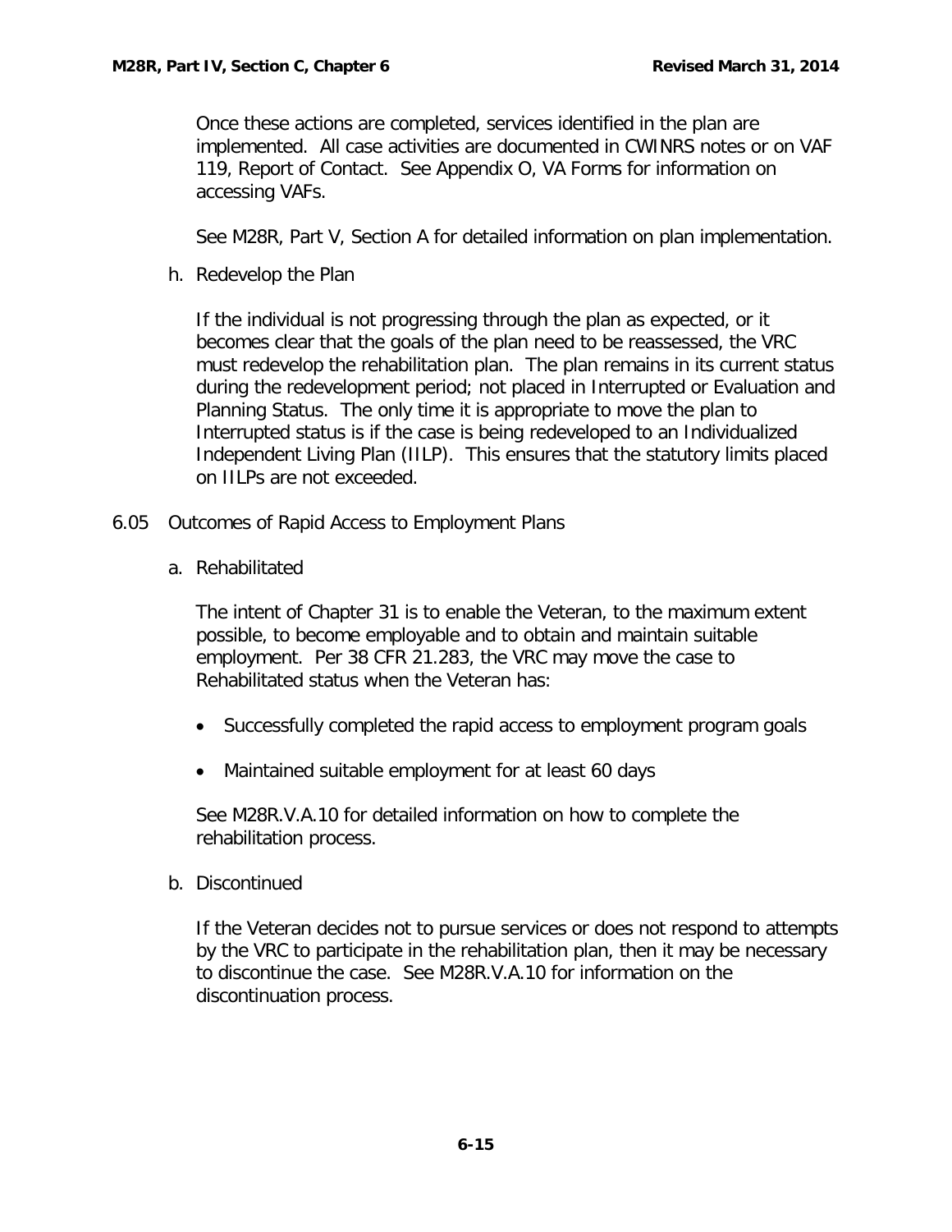Once these actions are completed, services identified in the plan are implemented. All case activities are documented in CWINRS notes or on VAF 119, Report of Contact. See Appendix O, VA Forms for information on accessing VAFs.

See M28R, Part V, Section A for detailed information on plan implementation.

h. Redevelop the Plan

If the individual is not progressing through the plan as expected, or it becomes clear that the goals of the plan need to be reassessed, the VRC must redevelop the rehabilitation plan. The plan remains in its current status during the redevelopment period; not placed in Interrupted or Evaluation and Planning Status. The only time it is appropriate to move the plan to Interrupted status is if the case is being redeveloped to an Individualized Independent Living Plan (IILP). This ensures that the statutory limits placed on IILPs are not exceeded.

## 6.05 Outcomes of Rapid Access to Employment Plans

a. Rehabilitated

The intent of Chapter 31 is to enable the Veteran, to the maximum extent possible, to become employable and to obtain and maintain suitable employment. Per 38 CFR 21.283, the VRC may move the case to Rehabilitated status when the Veteran has:

- Successfully completed the rapid access to employment program goals
- Maintained suitable employment for at least 60 days

See M28R.V.A.10 for detailed information on how to complete the rehabilitation process.

b. Discontinued

If the Veteran decides not to pursue services or does not respond to attempts by the VRC to participate in the rehabilitation plan, then it may be necessary to discontinue the case. See M28R.V.A.10 for information on the discontinuation process.